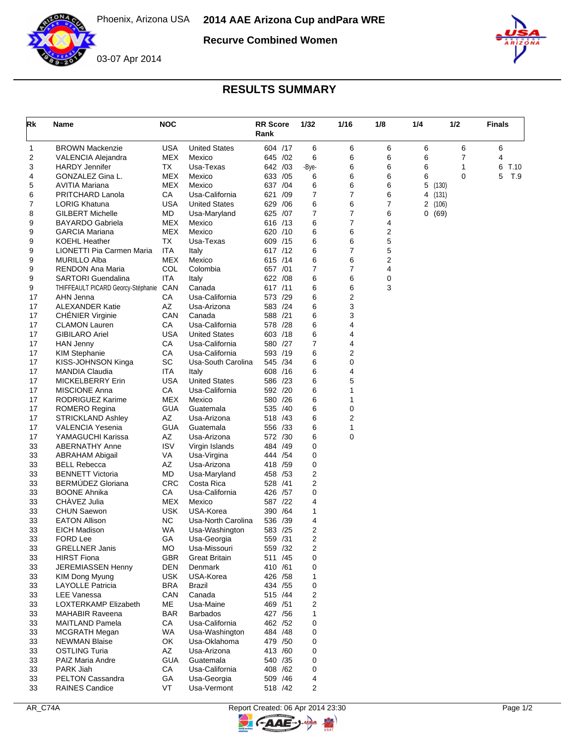Phoenix, Arizona USA

03-07 Apr 2014

# 2014 AAE Arizona Cup andPara WRE

## Recurve Combined Women

### RESULTS SUMMARY

| Rk | Name | NOC | | RR Score Rank | 1/32 | 1/16 | 1/8 | 1/4 | 1/2 | Finals |
|---|---|---|---|---|---|---|---|---|---|---|
| 1 | BROWN Mackenzie | USA | United States | 604 /17 | 6 | 6 | 6 | 6 | 6 | 6 |
| 2 | VALENCIA Alejandra | MEX | Mexico | 645 /02 | 6 | 6 | 6 | 6 | 7 | 4 |
| 3 | HARDY Jennifer | TX | Usa-Texas | 642 /03 | -Bye- | 6 | 6 | 6 | 1 | 6 T.10 |
| 4 | GONZALEZ Gina L. | MEX | Mexico | 633 /05 | 6 | 6 | 6 | 6 | 0 | 5 T.9 |
| 5 | AVITIA Mariana | MEX | Mexico | 637 /04 | 6 | 6 | 6 | 5 (130) | | |
| 6 | PRITCHARD Lanola | CA | Usa-California | 621 /09 | 7 | 7 | 6 | 4 (131) | | |
| 7 | LORIG Khatuna | USA | United States | 629 /06 | 6 | 6 | 7 | 2 (106) | | |
| 8 | GILBERT Michelle | MD | Usa-Maryland | 625 /07 | 7 | 7 | 6 | 0 (69) | | |
| 9 | BAYARDO Gabriela | MEX | Mexico | 616 /13 | 6 | 7 | 4 | | | |
| 9 | GARCIA Mariana | MEX | Mexico | 620 /10 | 6 | 6 | 2 | | | |
| 9 | KOEHL Heather | TX | Usa-Texas | 609 /15 | 6 | 6 | 5 | | | |
| 9 | LIONETTI Pia Carmen Maria | ITA | Italy | 617 /12 | 6 | 7 | 5 | | | |
| 9 | MURILLO Alba | MEX | Mexico | 615 /14 | 6 | 6 | 2 | | | |
| 9 | RENDON Ana Maria | COL | Colombia | 657 /01 | 7 | 7 | 4 | | | |
| 9 | SARTORI Guendalina | ITA | Italy | 622 /08 | 6 | 6 | 0 | | | |
| 9 | THIFFEAULT PICARD Georcy-Stéphanie | CAN | Canada | 617 /11 | 6 | 6 | 3 | | | |
| 17 | AHN Jenna | CA | Usa-California | 573 /29 | 6 | 2 | | | | |
| 17 | ALEXANDER Katie | AZ | Usa-Arizona | 583 /24 | 6 | 3 | | | | |
| 17 | CHÉNIER Virginie | CAN | Canada | 588 /21 | 6 | 3 | | | | |
| 17 | CLAMON Lauren | CA | Usa-California | 578 /28 | 6 | 4 | | | | |
| 17 | GIBILARO Ariel | USA | United States | 603 /18 | 6 | 4 | | | | |
| 17 | HAN Jenny | CA | Usa-California | 580 /27 | 7 | 4 | | | | |
| 17 | KIM Stephanie | CA | Usa-California | 593 /19 | 6 | 2 | | | | |
| 17 | KISS-JOHNSON Kinga | SC | Usa-South Carolina | 545 /34 | 6 | 0 | | | | |
| 17 | MANDIA Claudia | ITA | Italy | 608 /16 | 6 | 4 | | | | |
| 17 | MICKELBERRY Erin | USA | United States | 586 /23 | 6 | 5 | | | | |
| 17 | MISCIONE Anna | CA | Usa-California | 592 /20 | 6 | 1 | | | | |
| 17 | RODRIGUEZ Karime | MEX | Mexico | 580 /26 | 6 | 1 | | | | |
| 17 | ROMERO Regina | GUA | Guatemala | 535 /40 | 6 | 0 | | | | |
| 17 | STRICKLAND Ashley | AZ | Usa-Arizona | 518 /43 | 6 | 2 | | | | |
| 17 | VALENCIA Yesenia | GUA | Guatemala | 556 /33 | 6 | 1 | | | | |
| 17 | YAMAGUCHI Karissa | AZ | Usa-Arizona | 572 /30 | 6 | 0 | | | | |
| 33 | ABERNATHY Anne | ISV | Virgin Islands | 484 /49 | 0 | | | | | |
| 33 | ABRAHAM Abigail | VA | Usa-Virgina | 444 /54 | 0 | | | | | |
| 33 | BELL Rebecca | AZ | Usa-Arizona | 418 /59 | 0 | | | | | |
| 33 | BENNETT Victoria | MD | Usa-Maryland | 458 /53 | 2 | | | | | |
| 33 | BERMÚDEZ Gloriana | CRC | Costa Rica | 528 /41 | 2 | | | | | |
| 33 | BOONE Ahnika | CA | Usa-California | 426 /57 | 0 | | | | | |
| 33 | CHÀVEZ Julia | MEX | Mexico | 587 /22 | 4 | | | | | |
| 33 | CHUN Saewon | USK | USA-Korea | 390 /64 | 1 | | | | | |
| 33 | EATON Allison | NC | Usa-North Carolina | 536 /39 | 4 | | | | | |
| 33 | EICH Madison | WA | Usa-Washington | 583 /25 | 2 | | | | | |
| 33 | FORD Lee | GA | Usa-Georgia | 559 /31 | 2 | | | | | |
| 33 | GRELLNER Janis | MO | Usa-Missouri | 559 /32 | 2 | | | | | |
| 33 | HIRST Fiona | GBR | Great Britain | 511 /45 | 0 | | | | | |
| 33 | JEREMIASSEN Henny | DEN | Denmark | 410 /61 | 0 | | | | | |
| 33 | KIM Dong Myung | USK | USA-Korea | 426 /58 | 1 | | | | | |
| 33 | LAYOLLE Patricia | BRA | Brazil | 434 /55 | 0 | | | | | |
| 33 | LEE Vanessa | CAN | Canada | 515 /44 | 2 | | | | | |
| 33 | LOXTERKAMP Elizabeth | ME | Usa-Maine | 469 /51 | 2 | | | | | |
| 33 | MAHABIR Raveena | BAR | Barbados | 427 /56 | 1 | | | | | |
| 33 | MAITLAND Pamela | CA | Usa-California | 462 /52 | 0 | | | | | |
| 33 | MCGRATH Megan | WA | Usa-Washington | 484 /48 | 0 | | | | | |
| 33 | NEWMAN Blaise | OK | Usa-Oklahoma | 479 /50 | 0 | | | | | |
| 33 | OSTLING Turia | AZ | Usa-Arizona | 413 /60 | 0 | | | | | |
| 33 | PAIZ Maria Andre | GUA | Guatemala | 540 /35 | 0 | | | | | |
| 33 | PARK Jiah | CA | Usa-California | 408 /62 | 0 | | | | | |
| 33 | PELTON Cassandra | GA | Usa-Georgia | 509 /46 | 4 | | | | | |
| 33 | RAINES Candice | VT | Usa-Vermont | 518 /42 | 2 | | | | | |

AR_C74A Report Created: 06 Apr 2014 23:30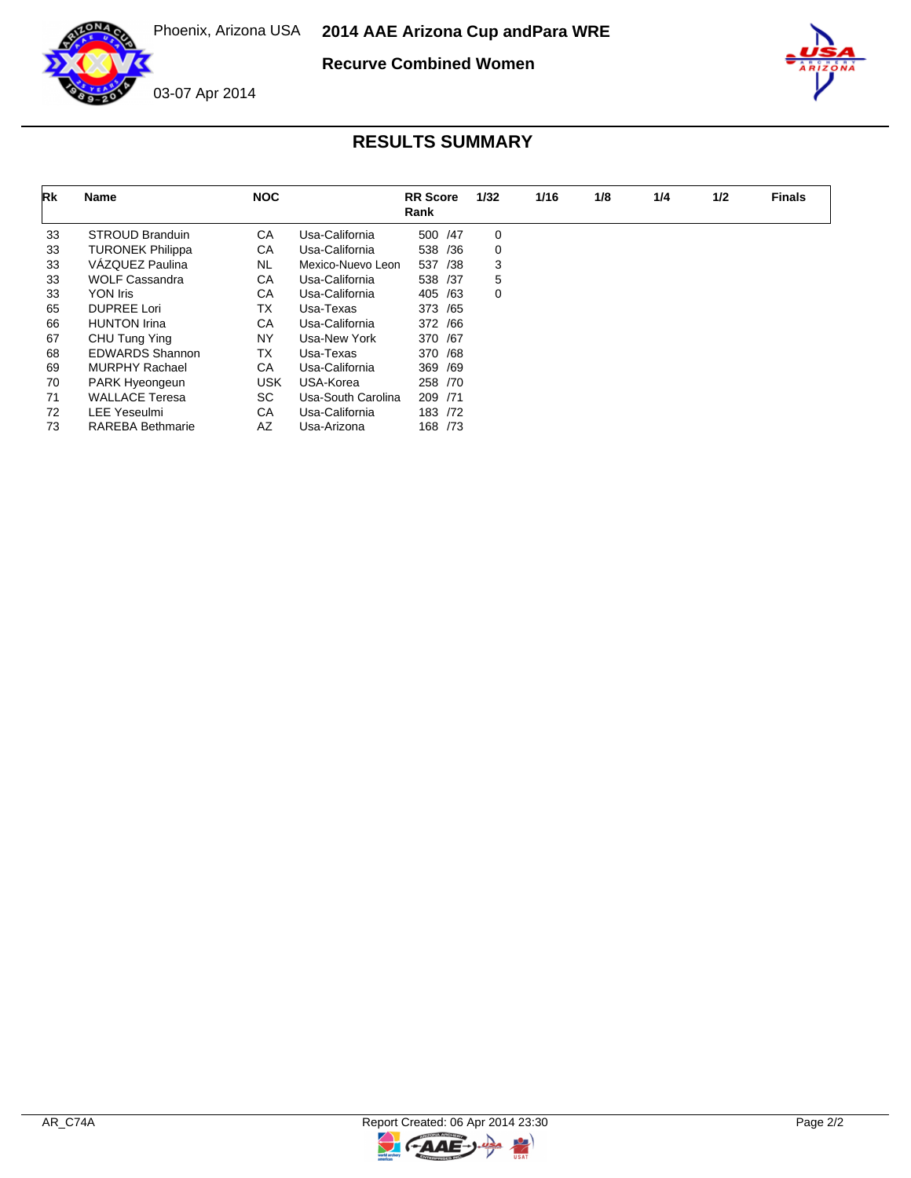# RESULTS SUMMARY

| Rk | Name | NOC | | RR Score Rank | 1/32 | 1/16 | 1/8 | 1/4 | 1/2 | Finals |
|---|---|---|---|---|---|---|---|---|---|---|
| 33 | STROUD Branduin | CA | Usa-California | 500 /47 | 0 | | | | | |
| 33 | TURONEK Philippa | CA | Usa-California | 538 /36 | 0 | | | | | |
| 33 | VÁZQUEZ Paulina | NL | Mexico-Nuevo Leon | 537 /38 | 3 | | | | | |
| 33 | WOLF Cassandra | CA | Usa-California | 538 /37 | 5 | | | | | |
| 33 | YON Iris | CA | Usa-California | 405 /63 | 0 | | | | | |
| 65 | DUPREE Lori | TX | Usa-Texas | 373 /65 | | | | | | |
| 66 | HUNTON Irina | CA | Usa-California | 372 /66 | | | | | | |
| 67 | CHU Tung Ying | NY | Usa-New York | 370 /67 | | | | | | |
| 68 | EDWARDS Shannon | TX | Usa-Texas | 370 /68 | | | | | | |
| 69 | MURPHY Rachael | CA | Usa-California | 369 /69 | | | | | | |
| 70 | PARK Hyeongeun | USK | USA-Korea | 258 /70 | | | | | | |
| 71 | WALLACE Teresa | SC | Usa-South Carolina | 209 /71 | | | | | | |
| 72 | LEE Yeseulmi | CA | Usa-California | 183 /72 | | | | | | |
| 73 | RAREBA Bethmarie | AZ | Usa-Arizona | 168 /73 | | | | | | |